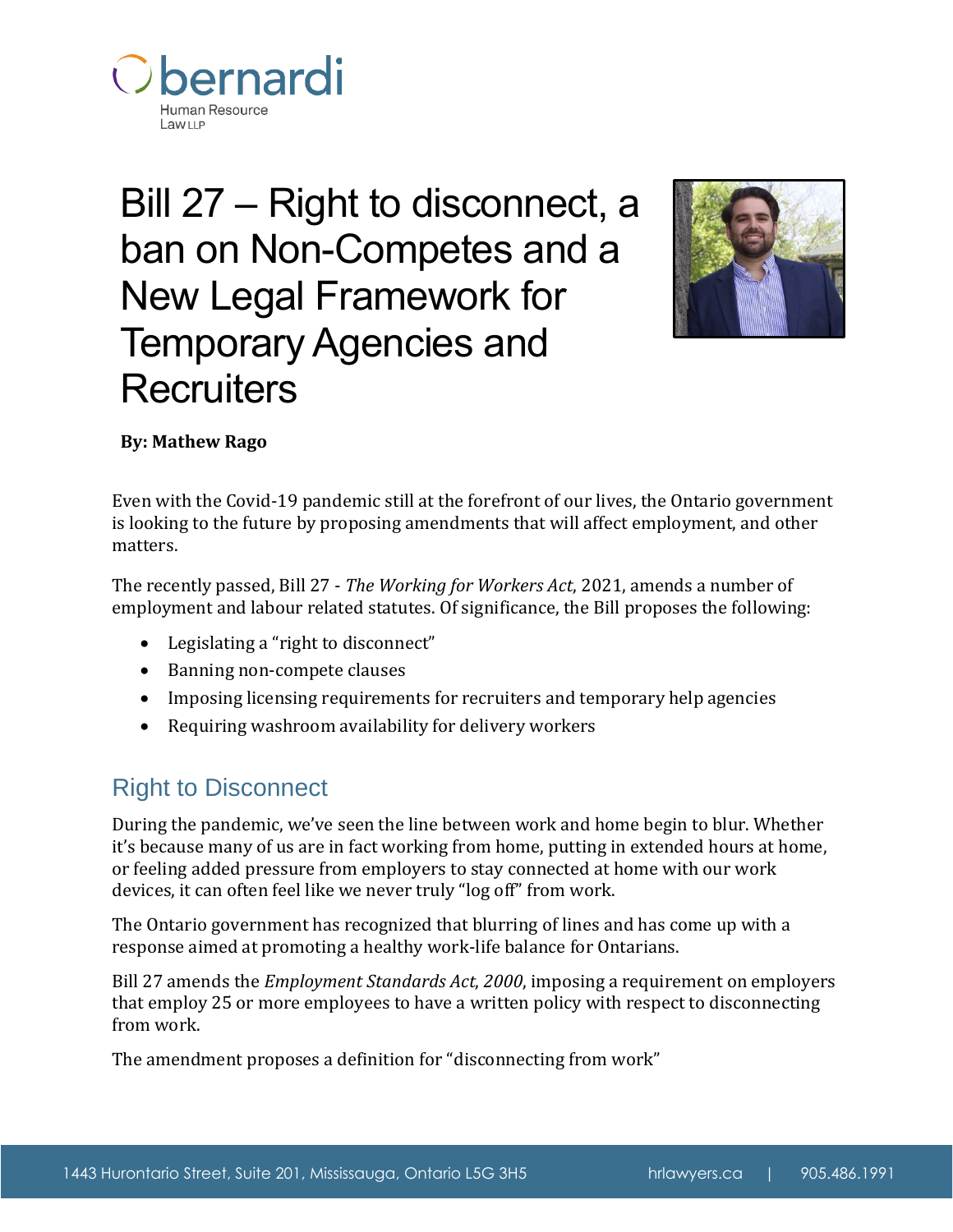# Bill 27 – Right to disconnect, a ban on Non-Competes and a New Legal Framework for Temporary Agencies and Recruiters

**By: Mathew Rago**

Even with the Covid-19 pandemic still at the forefront of our lives, the Ontario government is looking to the future by proposing amendments that will affect employment, and other matters.

The recently passed, Bill 27 - *The Working for Workers Act*, 2021, amends a number of employment and labour related statutes. Of significance, the Bill proposes the following:

- Legislating a "right to disconnect"
- Banning non-compete clauses
- Imposing licensing requirements for recruiters and temporary help agencies
- Requiring washroom availability for delivery workers

## Right to Disconnect

During the pandemic, we've seen the line between work and home begin to blur. Whether it's because many of us are in fact working from home, putting in extended hours at home, or feeling added pressure from employers to stay connected at home with our work devices, it can often feel like we never truly "log off" from work.

The Ontario government has recognized that blurring of lines and has come up with a response aimed at promoting a healthy work-life balance for Ontarians.

Bill 27 amends the *Employment Standards Act, 2000*, imposing a requirement on employers that employ 25 or more employees to have a written policy with respect to disconnecting from work.

The amendment proposes a definition for "disconnecting from work"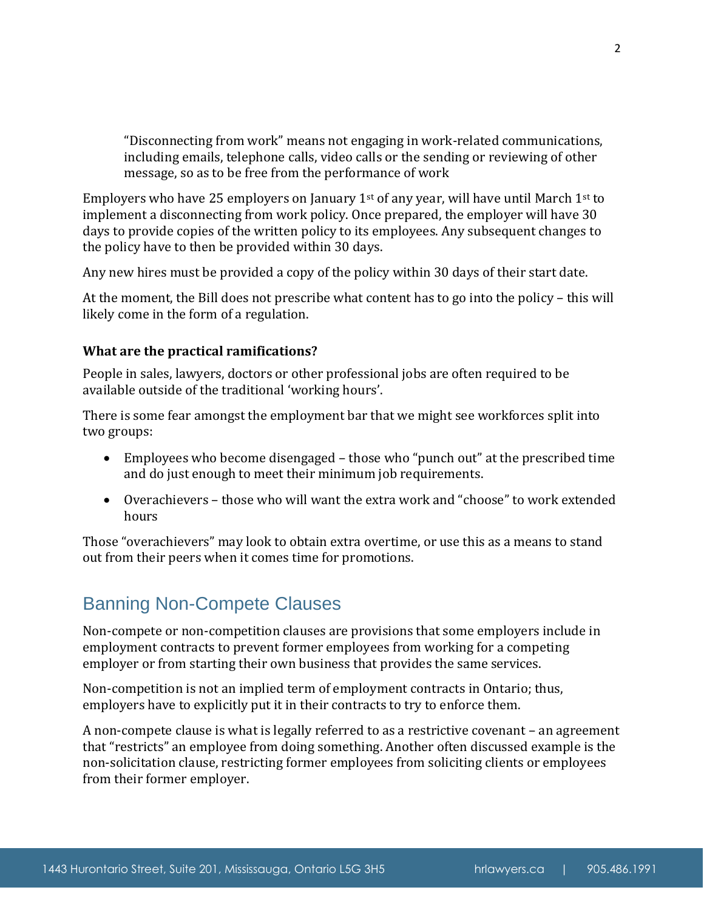> "Disconnecting from work" means not engaging in work-related communications, including emails, telephone calls, video calls or the sending or reviewing of other message, so as to be free from the performance of work

Employers who have 25 employers on January 1st of any year, will have until March 1st to implement a disconnecting from work policy. Once prepared, the employer will have 30 days to provide copies of the written policy to its employees. Any subsequent changes to the policy have to then be provided within 30 days.

Any new hires must be provided a copy of the policy within 30 days of their start date.

At the moment, the Bill does not prescribe what content has to go into the policy – this will likely come in the form of a regulation.

**What are the practical ramifications?**

People in sales, lawyers, doctors or other professional jobs are often required to be available outside of the traditional 'working hours'.

There is some fear amongst the employment bar that we might see workforces split into two groups:

- Employees who become disengaged – those who "punch out" at the prescribed time and do just enough to meet their minimum job requirements.
- Overachievers – those who will want the extra work and "choose" to work extended hours

Those "overachievers" may look to obtain extra overtime, or use this as a means to stand out from their peers when it comes time for promotions.

## Banning Non-Compete Clauses

Non-compete or non-competition clauses are provisions that some employers include in employment contracts to prevent former employees from working for a competing employer or from starting their own business that provides the same services.

Non-competition is not an implied term of employment contracts in Ontario; thus, employers have to explicitly put it in their contracts to try to enforce them.

A non-compete clause is what is legally referred to as a restrictive covenant – an agreement that "restricts" an employee from doing something. Another often discussed example is the non-solicitation clause, restricting former employees from soliciting clients or employees from their former employer.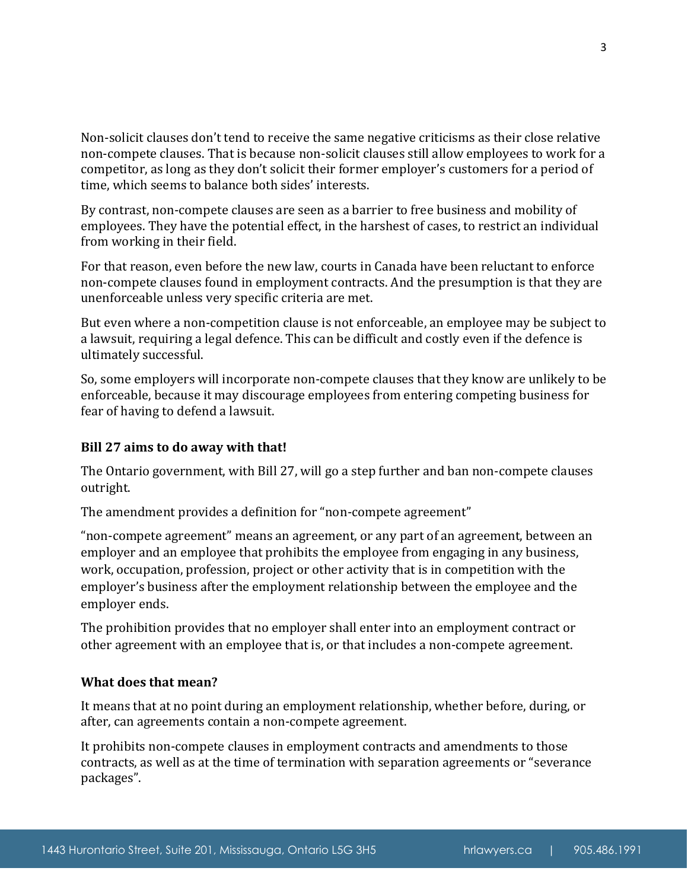Non-solicit clauses don't tend to receive the same negative criticisms as their close relative non-compete clauses. That is because non-solicit clauses still allow employees to work for a competitor, as long as they don't solicit their former employer's customers for a period of time, which seems to balance both sides' interests.

By contrast, non-compete clauses are seen as a barrier to free business and mobility of employees. They have the potential effect, in the harshest of cases, to restrict an individual from working in their field.

For that reason, even before the new law, courts in Canada have been reluctant to enforce non-compete clauses found in employment contracts. And the presumption is that they are unenforceable unless very specific criteria are met.

But even where a non-competition clause is not enforceable, an employee may be subject to a lawsuit, requiring a legal defence. This can be difficult and costly even if the defence is ultimately successful.

So, some employers will incorporate non-compete clauses that they know are unlikely to be enforceable, because it may discourage employees from entering competing business for fear of having to defend a lawsuit.

**Bill 27 aims to do away with that!**

The Ontario government, with Bill 27, will go a step further and ban non-compete clauses outright.

The amendment provides a definition for "non-compete agreement"

"non-compete agreement" means an agreement, or any part of an agreement, between an employer and an employee that prohibits the employee from engaging in any business, work, occupation, profession, project or other activity that is in competition with the employer's business after the employment relationship between the employee and the employer ends.

The prohibition provides that no employer shall enter into an employment contract or other agreement with an employee that is, or that includes a non-compete agreement.

**What does that mean?**

It means that at no point during an employment relationship, whether before, during, or after, can agreements contain a non-compete agreement.

It prohibits non-compete clauses in employment contracts and amendments to those contracts, as well as at the time of termination with separation agreements or "severance packages".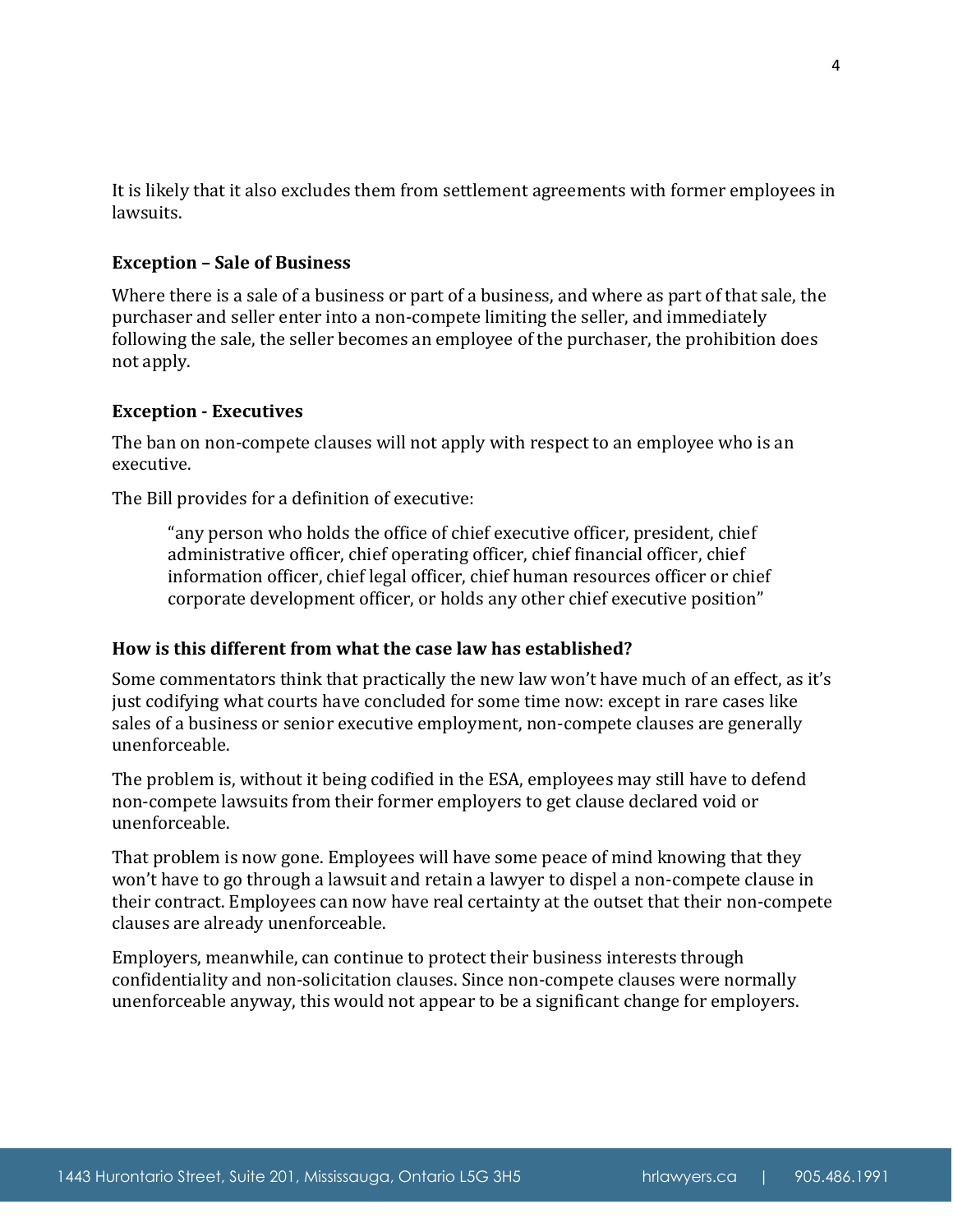It is likely that it also excludes them from settlement agreements with former employees in lawsuits.

**Exception – Sale of Business**

Where there is a sale of a business or part of a business, and where as part of that sale, the purchaser and seller enter into a non-compete limiting the seller, and immediately following the sale, the seller becomes an employee of the purchaser, the prohibition does not apply.

**Exception - Executives**

The ban on non-compete clauses will not apply with respect to an employee who is an executive.

The Bill provides for a definition of executive:

> "any person who holds the office of chief executive officer, president, chief administrative officer, chief operating officer, chief financial officer, chief information officer, chief legal officer, chief human resources officer or chief corporate development officer, or holds any other chief executive position"

**How is this different from what the case law has established?**

Some commentators think that practically the new law won't have much of an effect, as it's just codifying what courts have concluded for some time now: except in rare cases like sales of a business or senior executive employment, non-compete clauses are generally unenforceable.

The problem is, without it being codified in the ESA, employees may still have to defend non-compete lawsuits from their former employers to get clause declared void or unenforceable.

That problem is now gone. Employees will have some peace of mind knowing that they won't have to go through a lawsuit and retain a lawyer to dispel a non-compete clause in their contract. Employees can now have real certainty at the outset that their non-compete clauses are already unenforceable.

Employers, meanwhile, can continue to protect their business interests through confidentiality and non-solicitation clauses. Since non-compete clauses were normally unenforceable anyway, this would not appear to be a significant change for employers.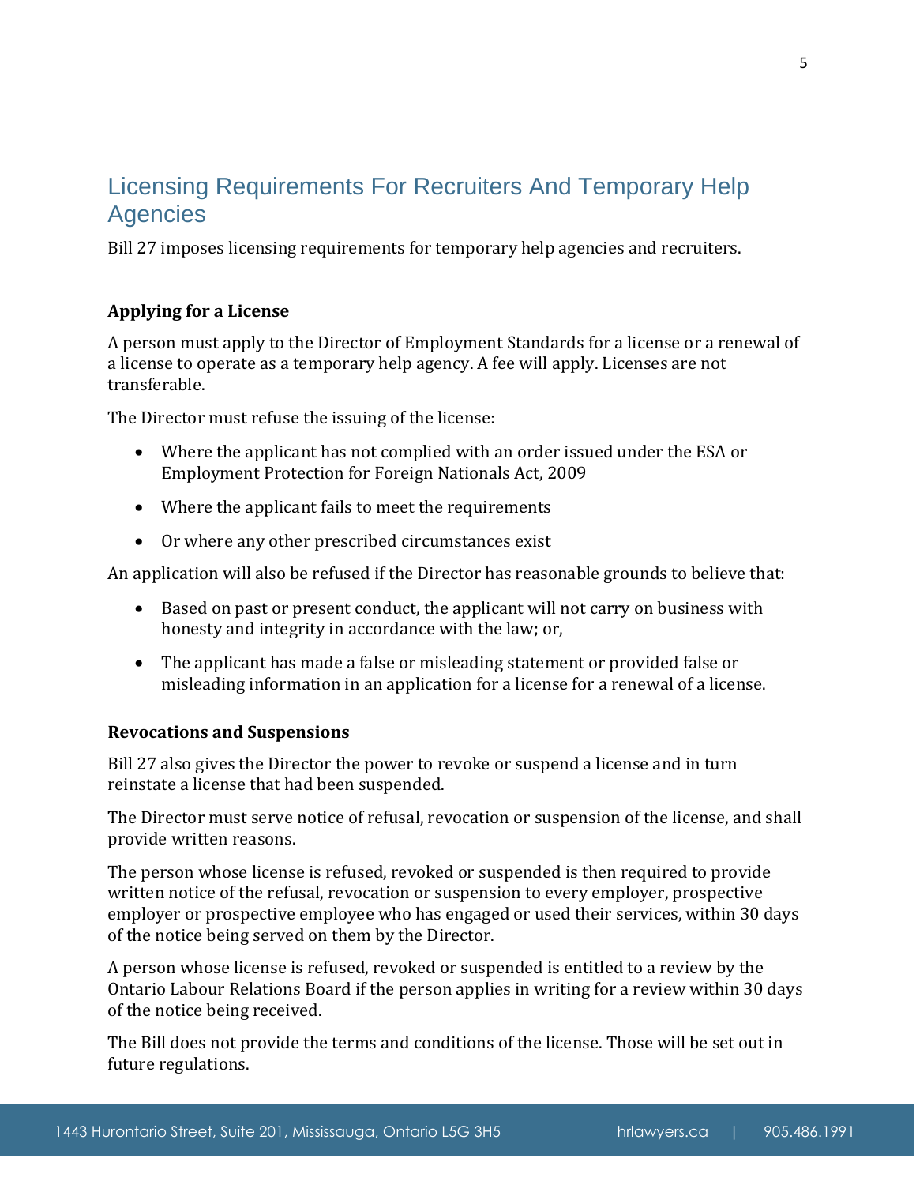## Licensing Requirements For Recruiters And Temporary Help Agencies

Bill 27 imposes licensing requirements for temporary help agencies and recruiters.

### Applying for a License

A person must apply to the Director of Employment Standards for a license or a renewal of a license to operate as a temporary help agency. A fee will apply. Licenses are not transferable.

The Director must refuse the issuing of the license:

- Where the applicant has not complied with an order issued under the ESA or Employment Protection for Foreign Nationals Act, 2009
- Where the applicant fails to meet the requirements
- Or where any other prescribed circumstances exist

An application will also be refused if the Director has reasonable grounds to believe that:

- Based on past or present conduct, the applicant will not carry on business with honesty and integrity in accordance with the law; or,
- The applicant has made a false or misleading statement or provided false or misleading information in an application for a license for a renewal of a license.

### Revocations and Suspensions

Bill 27 also gives the Director the power to revoke or suspend a license and in turn reinstate a license that had been suspended.

The Director must serve notice of refusal, revocation or suspension of the license, and shall provide written reasons.

The person whose license is refused, revoked or suspended is then required to provide written notice of the refusal, revocation or suspension to every employer, prospective employer or prospective employee who has engaged or used their services, within 30 days of the notice being served on them by the Director.

A person whose license is refused, revoked or suspended is entitled to a review by the Ontario Labour Relations Board if the person applies in writing for a review within 30 days of the notice being received.

The Bill does not provide the terms and conditions of the license. Those will be set out in future regulations.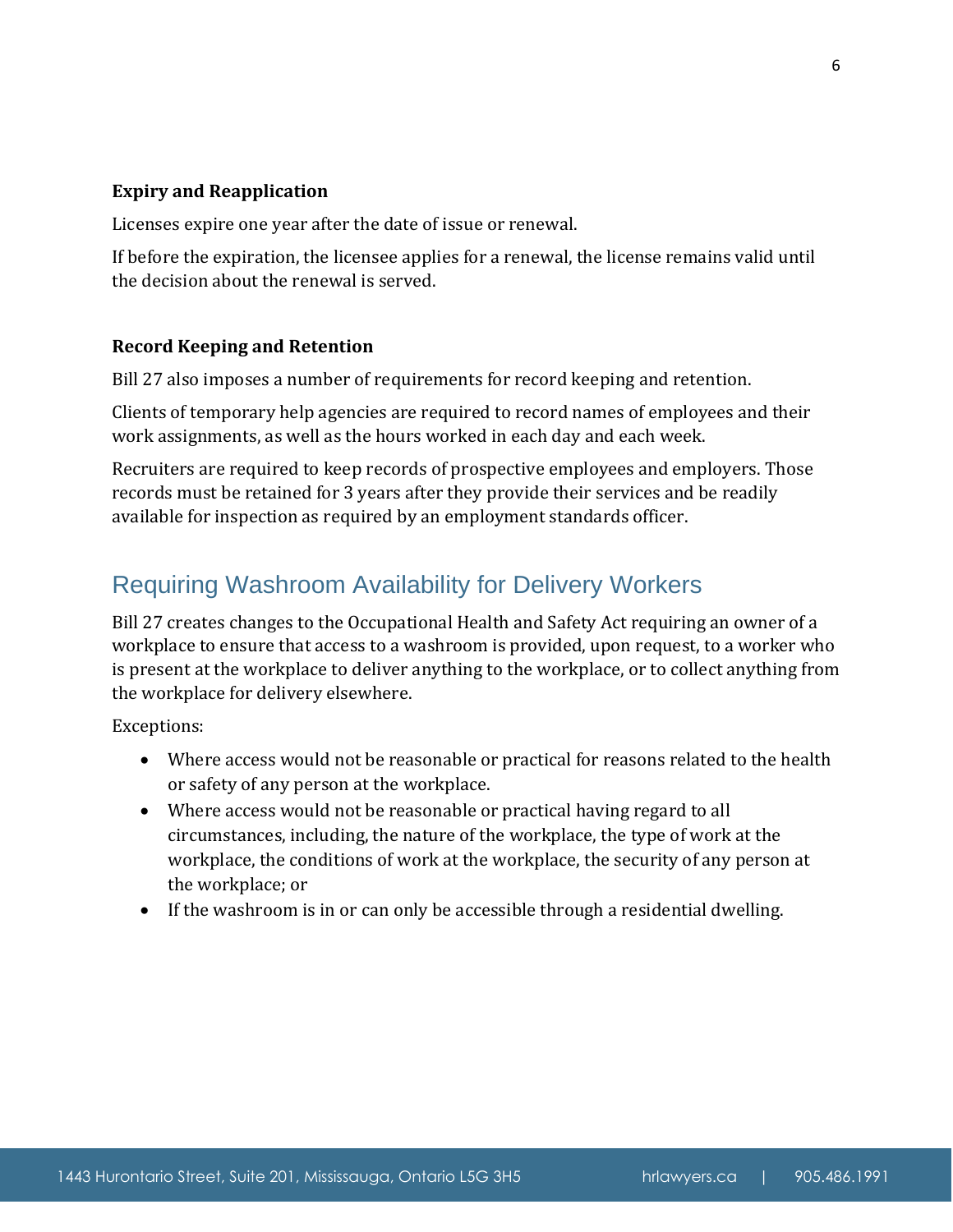### Expiry and Reapplication

Licenses expire one year after the date of issue or renewal.

If before the expiration, the licensee applies for a renewal, the license remains valid until the decision about the renewal is served.

### Record Keeping and Retention

Bill 27 also imposes a number of requirements for record keeping and retention.

Clients of temporary help agencies are required to record names of employees and their work assignments, as well as the hours worked in each day and each week.

Recruiters are required to keep records of prospective employees and employers. Those records must be retained for 3 years after they provide their services and be readily available for inspection as required by an employment standards officer.

## Requiring Washroom Availability for Delivery Workers

Bill 27 creates changes to the Occupational Health and Safety Act requiring an owner of a workplace to ensure that access to a washroom is provided, upon request, to a worker who is present at the workplace to deliver anything to the workplace, or to collect anything from the workplace for delivery elsewhere.

Exceptions:

- Where access would not be reasonable or practical for reasons related to the health or safety of any person at the workplace.
- Where access would not be reasonable or practical having regard to all circumstances, including, the nature of the workplace, the type of work at the workplace, the conditions of work at the workplace, the security of any person at the workplace; or
- If the washroom is in or can only be accessible through a residential dwelling.